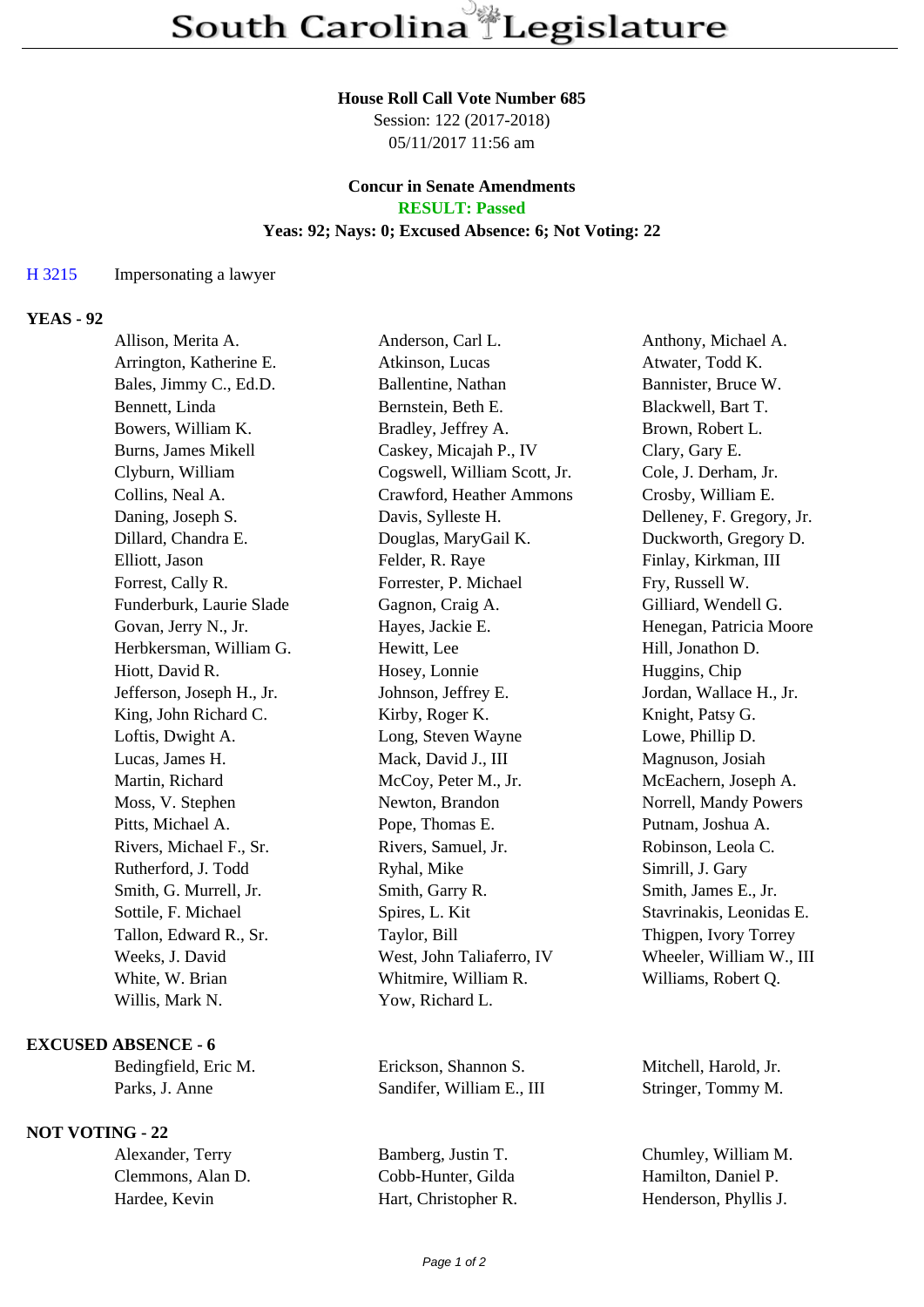# South Carolina Legislature

**House Roll Call Vote Number 685**

Session: 122 (2017-2018)

05/11/2017 11:56 am

**Concur in Senate Amendments**

**RESULT: Passed**

**Yeas: 92; Nays: 0; Excused Absence: 6; Not Voting: 22**

H 3215 Impersonating a lawyer

## YEAS - 92

| | | |
|---|---|---|
| Allison, Merita A. | Anderson, Carl L. | Anthony, Michael A. |
| Arrington, Katherine E. | Atkinson, Lucas | Atwater, Todd K. |
| Bales, Jimmy C., Ed.D. | Ballentine, Nathan | Bannister, Bruce W. |
| Bennett, Linda | Bernstein, Beth E. | Blackwell, Bart T. |
| Bowers, William K. | Bradley, Jeffrey A. | Brown, Robert L. |
| Burns, James Mikell | Caskey, Micajah P., IV | Clary, Gary E. |
| Clyburn, William | Cogswell, William Scott, Jr. | Cole, J. Derham, Jr. |
| Collins, Neal A. | Crawford, Heather Ammons | Crosby, William E. |
| Daning, Joseph S. | Davis, Sylleste H. | Delleney, F. Gregory, Jr. |
| Dillard, Chandra E. | Douglas, MaryGail K. | Duckworth, Gregory D. |
| Elliott, Jason | Felder, R. Raye | Finlay, Kirkman, III |
| Forrest, Cally R. | Forrester, P. Michael | Fry, Russell W. |
| Funderburk, Laurie Slade | Gagnon, Craig A. | Gilliard, Wendell G. |
| Govan, Jerry N., Jr. | Hayes, Jackie E. | Henegan, Patricia Moore |
| Herbkersman, William G. | Hewitt, Lee | Hill, Jonathon D. |
| Hiott, David R. | Hosey, Lonnie | Huggins, Chip |
| Jefferson, Joseph H., Jr. | Johnson, Jeffrey E. | Jordan, Wallace H., Jr. |
| King, John Richard C. | Kirby, Roger K. | Knight, Patsy G. |
| Loftis, Dwight A. | Long, Steven Wayne | Lowe, Phillip D. |
| Lucas, James H. | Mack, David J., III | Magnuson, Josiah |
| Martin, Richard | McCoy, Peter M., Jr. | McEachern, Joseph A. |
| Moss, V. Stephen | Newton, Brandon | Norrell, Mandy Powers |
| Pitts, Michael A. | Pope, Thomas E. | Putnam, Joshua A. |
| Rivers, Michael F., Sr. | Rivers, Samuel, Jr. | Robinson, Leola C. |
| Rutherford, J. Todd | Ryhal, Mike | Simrill, J. Gary |
| Smith, G. Murrell, Jr. | Smith, Garry R. | Smith, James E., Jr. |
| Sottile, F. Michael | Spires, L. Kit | Stavrinakis, Leonidas E. |
| Tallon, Edward R., Sr. | Taylor, Bill | Thigpen, Ivory Torrey |
| Weeks, J. David | West, John Taliaferro, IV | Wheeler, William W., III |
| White, W. Brian | Whitmire, William R. | Williams, Robert Q. |
| Willis, Mark N. | Yow, Richard L. | |

## EXCUSED ABSENCE - 6

| | | |
|---|---|---|
| Bedingfield, Eric M. | Erickson, Shannon S. | Mitchell, Harold, Jr. |
| Parks, J. Anne | Sandifer, William E., III | Stringer, Tommy M. |

## NOT VOTING - 22

| | | |
|---|---|---|
| Alexander, Terry | Bamberg, Justin T. | Chumley, William M. |
| Clemmons, Alan D. | Cobb-Hunter, Gilda | Hamilton, Daniel P. |
| Hardee, Kevin | Hart, Christopher R. | Henderson, Phyllis J. |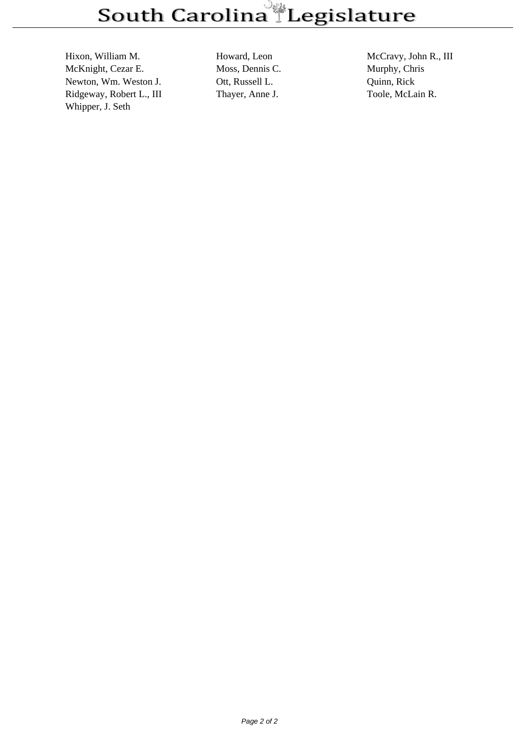Hixon, William M.
Howard, Leon
McCravy, John R., III
McKnight, Cezar E.
Moss, Dennis C.
Murphy, Chris
Newton, Wm. Weston J.
Ott, Russell L.
Quinn, Rick
Ridgeway, Robert L., III
Thayer, Anne J.
Toole, McLain R.
Whipper, J. Seth